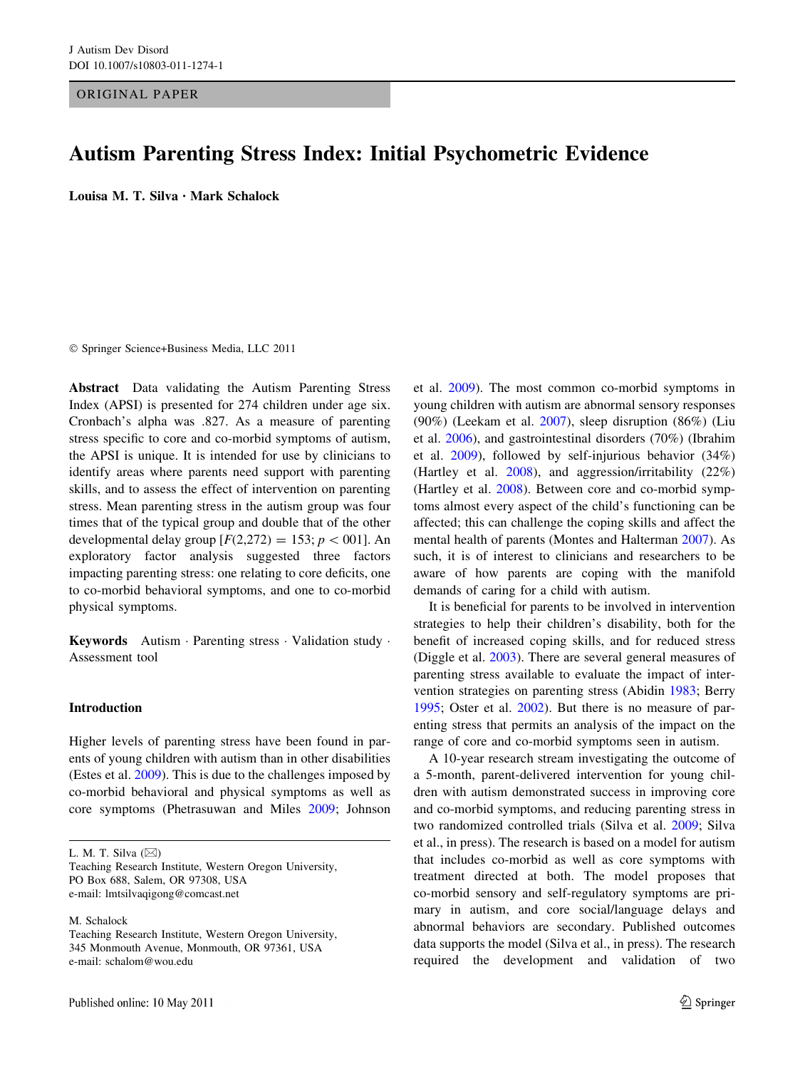ORIGINAL PAPER

# Autism Parenting Stress Index: Initial Psychometric Evidence

**Louisa M. T. Silva · Mark Schalock**

© Springer Science+Business Media, LLC 2011

**Abstract** Data validating the Autism Parenting Stress Index (APSI) is presented for 274 children under age six. Cronbach's alpha was .827. As a measure of parenting stress specific to core and co-morbid symptoms of autism, the APSI is unique. It is intended for use by clinicians to identify areas where parents need support with parenting skills, and to assess the effect of intervention on parenting stress. Mean parenting stress in the autism group was four times that of the typical group and double that of the other developmental delay group [$F(2,272) = 153$; $p < 001$]. An exploratory factor analysis suggested three factors impacting parenting stress: one relating to core deficits, one to co-morbid behavioral symptoms, and one to co-morbid physical symptoms.

**Keywords** Autism · Parenting stress · Validation study · Assessment tool

## Introduction

Higher levels of parenting stress have been found in parents of young children with autism than in other disabilities (Estes et al. 2009). This is due to the challenges imposed by co-morbid behavioral and physical symptoms as well as core symptoms (Phetrasuwan and Miles 2009; Johnson et al. 2009). The most common co-morbid symptoms in young children with autism are abnormal sensory responses (90%) (Leekam et al. 2007), sleep disruption (86%) (Liu et al. 2006), and gastrointestinal disorders (70%) (Ibrahim et al. 2009), followed by self-injurious behavior (34%) (Hartley et al. 2008), and aggression/irritability (22%) (Hartley et al. 2008). Between core and co-morbid symptoms almost every aspect of the child's functioning can be affected; this can challenge the coping skills and affect the mental health of parents (Montes and Halterman 2007). As such, it is of interest to clinicians and researchers to be aware of how parents are coping with the manifold demands of caring for a child with autism.

It is beneficial for parents to be involved in intervention strategies to help their children's disability, both for the benefit of increased coping skills, and for reduced stress (Diggle et al. 2003). There are several general measures of parenting stress available to evaluate the impact of intervention strategies on parenting stress (Abidin 1983; Berry 1995; Oster et al. 2002). But there is no measure of parenting stress that permits an analysis of the impact on the range of core and co-morbid symptoms seen in autism.

A 10-year research stream investigating the outcome of a 5-month, parent-delivered intervention for young children with autism demonstrated success in improving core and co-morbid symptoms, and reducing parenting stress in two randomized controlled trials (Silva et al. 2009; Silva et al., in press). The research is based on a model for autism that includes co-morbid as well as core symptoms with treatment directed at both. The model proposes that co-morbid sensory and self-regulatory symptoms are primary in autism, and core social/language delays and abnormal behaviors are secondary. Published outcomes data supports the model (Silva et al., in press). The research required the development and validation of two

L. M. T. Silva (✉)
Teaching Research Institute, Western Oregon University, PO Box 688, Salem, OR 97308, USA
e-mail: lmtsilvaqigong@comcast.net

M. Schalock
Teaching Research Institute, Western Oregon University, 345 Monmouth Avenue, Monmouth, OR 97361, USA
e-mail: schalom@wou.edu

Published online: 10 May 2011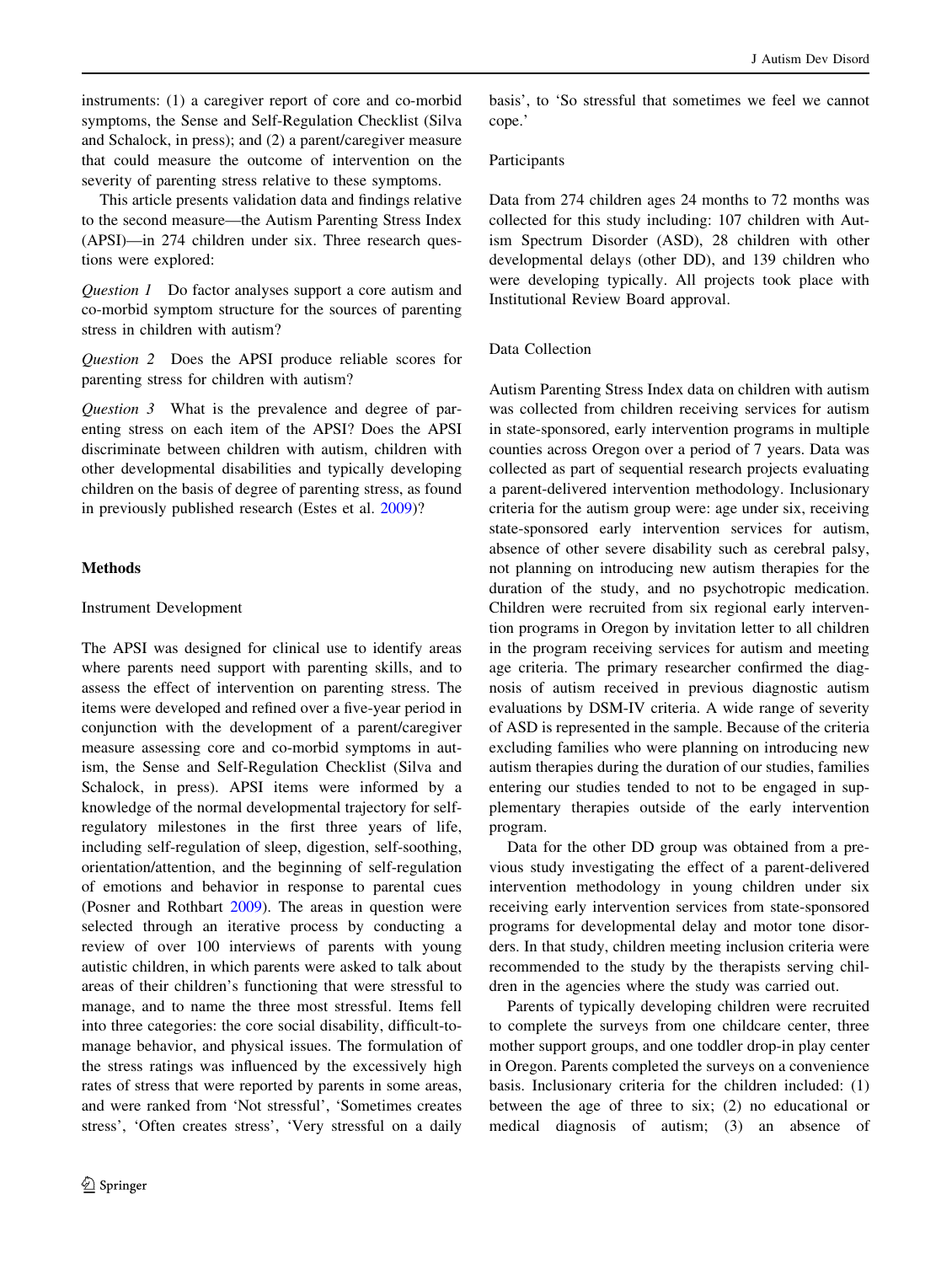instruments: (1) a caregiver report of core and co-morbid symptoms, the Sense and Self-Regulation Checklist (Silva and Schalock, in press); and (2) a parent/caregiver measure that could measure the outcome of intervention on the severity of parenting stress relative to these symptoms.

This article presents validation data and findings relative to the second measure—the Autism Parenting Stress Index (APSI)—in 274 children under six. Three research questions were explored:

*Question 1* Do factor analyses support a core autism and co-morbid symptom structure for the sources of parenting stress in children with autism?

*Question 2* Does the APSI produce reliable scores for parenting stress for children with autism?

*Question 3* What is the prevalence and degree of parenting stress on each item of the APSI? Does the APSI discriminate between children with autism, children with other developmental disabilities and typically developing children on the basis of degree of parenting stress, as found in previously published research (Estes et al. 2009)?

## Methods

### Instrument Development

The APSI was designed for clinical use to identify areas where parents need support with parenting skills, and to assess the effect of intervention on parenting stress. The items were developed and refined over a five-year period in conjunction with the development of a parent/caregiver measure assessing core and co-morbid symptoms in autism, the Sense and Self-Regulation Checklist (Silva and Schalock, in press). APSI items were informed by a knowledge of the normal developmental trajectory for self-regulatory milestones in the first three years of life, including self-regulation of sleep, digestion, self-soothing, orientation/attention, and the beginning of self-regulation of emotions and behavior in response to parental cues (Posner and Rothbart 2009). The areas in question were selected through an iterative process by conducting a review of over 100 interviews of parents with young autistic children, in which parents were asked to talk about areas of their children's functioning that were stressful to manage, and to name the three most stressful. Items fell into three categories: the core social disability, difficult-to-manage behavior, and physical issues. The formulation of the stress ratings was influenced by the excessively high rates of stress that were reported by parents in some areas, and were ranked from 'Not stressful', 'Sometimes creates stress', 'Often creates stress', 'Very stressful on a daily basis', to 'So stressful that sometimes we feel we cannot cope.'

### Participants

Data from 274 children ages 24 months to 72 months was collected for this study including: 107 children with Autism Spectrum Disorder (ASD), 28 children with other developmental delays (other DD), and 139 children who were developing typically. All projects took place with Institutional Review Board approval.

### Data Collection

Autism Parenting Stress Index data on children with autism was collected from children receiving services for autism in state-sponsored, early intervention programs in multiple counties across Oregon over a period of 7 years. Data was collected as part of sequential research projects evaluating a parent-delivered intervention methodology. Inclusionary criteria for the autism group were: age under six, receiving state-sponsored early intervention services for autism, absence of other severe disability such as cerebral palsy, not planning on introducing new autism therapies for the duration of the study, and no psychotropic medication. Children were recruited from six regional early intervention programs in Oregon by invitation letter to all children in the program receiving services for autism and meeting age criteria. The primary researcher confirmed the diagnosis of autism received in previous diagnostic autism evaluations by DSM-IV criteria. A wide range of severity of ASD is represented in the sample. Because of the criteria excluding families who were planning on introducing new autism therapies during the duration of our studies, families entering our studies tended to not to be engaged in supplementary therapies outside of the early intervention program.

Data for the other DD group was obtained from a previous study investigating the effect of a parent-delivered intervention methodology in young children under six receiving early intervention services from state-sponsored programs for developmental delay and motor tone disorders. In that study, children meeting inclusion criteria were recommended to the study by the therapists serving children in the agencies where the study was carried out.

Parents of typically developing children were recruited to complete the surveys from one childcare center, three mother support groups, and one toddler drop-in play center in Oregon. Parents completed the surveys on a convenience basis. Inclusionary criteria for the children included: (1) between the age of three to six; (2) no educational or medical diagnosis of autism; (3) an absence of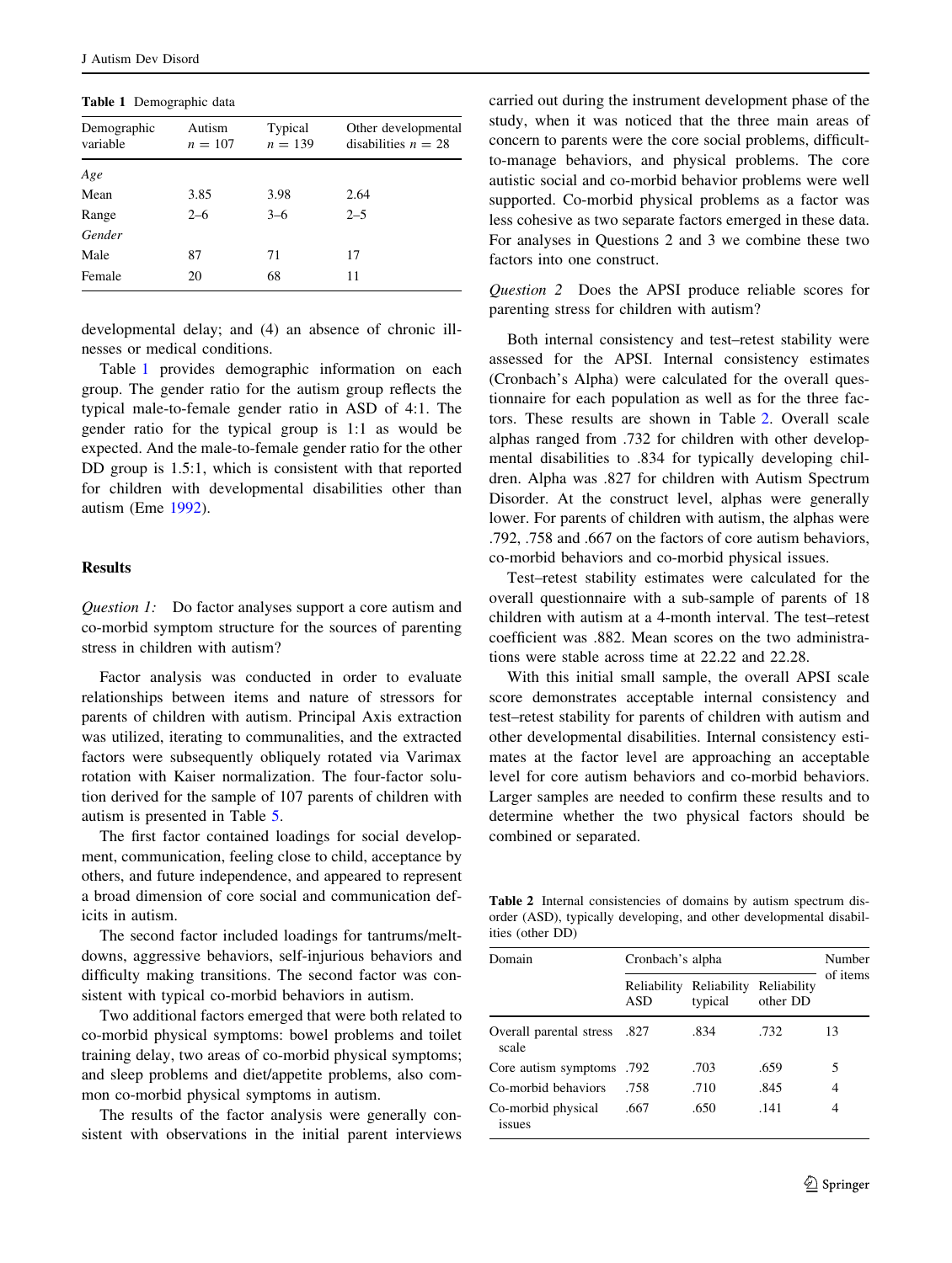**Table 1** Demographic data

| Demographic variable | Autism $n = 107$ | Typical $n = 139$ | Other developmental disabilities $n = 28$ |
|---|---|---|---|
| *Age* | | | |
| Mean | 3.85 | 3.98 | 2.64 |
| Range | 2–6 | 3–6 | 2–5 |
| *Gender* | | | |
| Male | 87 | 71 | 17 |
| Female | 20 | 68 | 11 |

developmental delay; and (4) an absence of chronic illnesses or medical conditions.

Table 1 provides demographic information on each group. The gender ratio for the autism group reflects the typical male-to-female gender ratio in ASD of 4:1. The gender ratio for the typical group is 1:1 as would be expected. And the male-to-female gender ratio for the other DD group is 1.5:1, which is consistent with that reported for children with developmental disabilities other than autism (Eme 1992).

## Results

*Question 1:* Do factor analyses support a core autism and co-morbid symptom structure for the sources of parenting stress in children with autism?

Factor analysis was conducted in order to evaluate relationships between items and nature of stressors for parents of children with autism. Principal Axis extraction was utilized, iterating to communalities, and the extracted factors were subsequently obliquely rotated via Varimax rotation with Kaiser normalization. The four-factor solution derived for the sample of 107 parents of children with autism is presented in Table 5.

The first factor contained loadings for social development, communication, feeling close to child, acceptance by others, and future independence, and appeared to represent a broad dimension of core social and communication deficits in autism.

The second factor included loadings for tantrums/meltdowns, aggressive behaviors, self-injurious behaviors and difficulty making transitions. The second factor was consistent with typical co-morbid behaviors in autism.

Two additional factors emerged that were both related to co-morbid physical symptoms: bowel problems and toilet training delay, two areas of co-morbid physical symptoms; and sleep problems and diet/appetite problems, also common co-morbid physical symptoms in autism.

The results of the factor analysis were generally consistent with observations in the initial parent interviews carried out during the instrument development phase of the study, when it was noticed that the three main areas of concern to parents were the core social problems, difficult-to-manage behaviors, and physical problems. The core autistic social and co-morbid behavior problems were well supported. Co-morbid physical problems as a factor was less cohesive as two separate factors emerged in these data. For analyses in Questions 2 and 3 we combine these two factors into one construct.

*Question 2* Does the APSI produce reliable scores for parenting stress for children with autism?

Both internal consistency and test–retest stability were assessed for the APSI. Internal consistency estimates (Cronbach's Alpha) were calculated for the overall questionnaire for each population as well as for the three factors. These results are shown in Table 2. Overall scale alphas ranged from .732 for children with other developmental disabilities to .834 for typically developing children. Alpha was .827 for children with Autism Spectrum Disorder. At the construct level, alphas were generally lower. For parents of children with autism, the alphas were .792, .758 and .667 on the factors of core autism behaviors, co-morbid behaviors and co-morbid physical issues.

Test–retest stability estimates were calculated for the overall questionnaire with a sub-sample of parents of 18 children with autism at a 4-month interval. The test–retest coefficient was .882. Mean scores on the two administrations were stable across time at 22.22 and 22.28.

With this initial small sample, the overall APSI scale score demonstrates acceptable internal consistency and test–retest stability for parents of children with autism and other developmental disabilities. Internal consistency estimates at the factor level are approaching an acceptable level for core autism behaviors and co-morbid behaviors. Larger samples are needed to confirm these results and to determine whether the two physical factors should be combined or separated.

**Table 2** Internal consistencies of domains by autism spectrum disorder (ASD), typically developing, and other developmental disabilities (other DD)

| Domain | Cronbach's alpha | | | Number of items |
|---|---|---|---|---|
| | Reliability ASD | Reliability typical | Reliability other DD | |
| Overall parental stress scale | .827 | .834 | .732 | 13 |
| Core autism symptoms | .792 | .703 | .659 | 5 |
| Co-morbid behaviors | .758 | .710 | .845 | 4 |
| Co-morbid physical issues | .667 | .650 | .141 | 4 |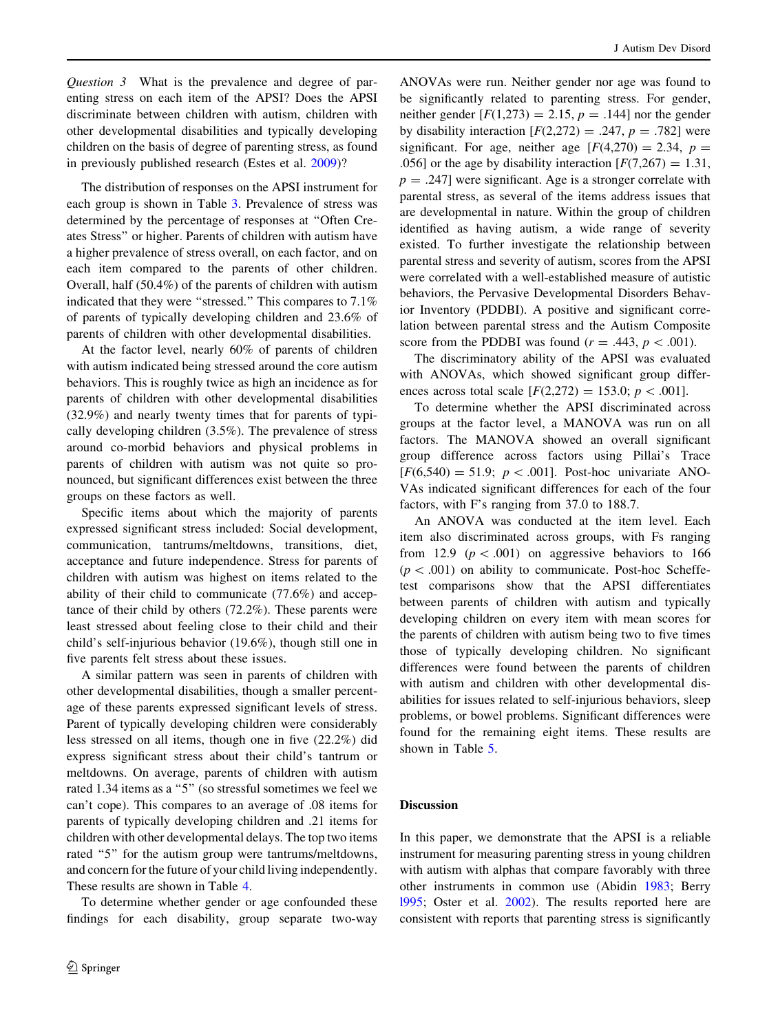*Question 3* What is the prevalence and degree of parenting stress on each item of the APSI? Does the APSI discriminate between children with autism, children with other developmental disabilities and typically developing children on the basis of degree of parenting stress, as found in previously published research (Estes et al. 2009)?

The distribution of responses on the APSI instrument for each group is shown in Table 3. Prevalence of stress was determined by the percentage of responses at "Often Creates Stress" or higher. Parents of children with autism have a higher prevalence of stress overall, on each factor, and on each item compared to the parents of other children. Overall, half (50.4%) of the parents of children with autism indicated that they were "stressed." This compares to 7.1% of parents of typically developing children and 23.6% of parents of children with other developmental disabilities.

At the factor level, nearly 60% of parents of children with autism indicated being stressed around the core autism behaviors. This is roughly twice as high an incidence as for parents of children with other developmental disabilities (32.9%) and nearly twenty times that for parents of typically developing children (3.5%). The prevalence of stress around co-morbid behaviors and physical problems in parents of children with autism was not quite so pronounced, but significant differences exist between the three groups on these factors as well.

Specific items about which the majority of parents expressed significant stress included: Social development, communication, tantrums/meltdowns, transitions, diet, acceptance and future independence. Stress for parents of children with autism was highest on items related to the ability of their child to communicate (77.6%) and acceptance of their child by others (72.2%). These parents were least stressed about feeling close to their child and their child's self-injurious behavior (19.6%), though still one in five parents felt stress about these issues.

A similar pattern was seen in parents of children with other developmental disabilities, though a smaller percentage of these parents expressed significant levels of stress. Parent of typically developing children were considerably less stressed on all items, though one in five (22.2%) did express significant stress about their child's tantrum or meltdowns. On average, parents of children with autism rated 1.34 items as a "5" (so stressful sometimes we feel we can't cope). This compares to an average of .08 items for parents of typically developing children and .21 items for children with other developmental delays. The top two items rated "5" for the autism group were tantrums/meltdowns, and concern for the future of your child living independently. These results are shown in Table 4.

To determine whether gender or age confounded these findings for each disability, group separate two-way ANOVAs were run. Neither gender nor age was found to be significantly related to parenting stress. For gender, neither gender [$F(1,273) = 2.15$, $p = .144$] nor the gender by disability interaction [$F(2,272) = .247$, $p = .782$] were significant. For age, neither age [$F(4,270) = 2.34$, $p = .056$] or the age by disability interaction [$F(7,267) = 1.31$, $p = .247$] were significant. Age is a stronger correlate with parental stress, as several of the items address issues that are developmental in nature. Within the group of children identified as having autism, a wide range of severity existed. To further investigate the relationship between parental stress and severity of autism, scores from the APSI were correlated with a well-established measure of autistic behaviors, the Pervasive Developmental Disorders Behavior Inventory (PDDBI). A positive and significant correlation between parental stress and the Autism Composite score from the PDDBI was found ($r = .443$, $p < .001$).

The discriminatory ability of the APSI was evaluated with ANOVAs, which showed significant group differences across total scale [$F(2,272) = 153.0$; $p < .001$].

To determine whether the APSI discriminated across groups at the factor level, a MANOVA was run on all factors. The MANOVA showed an overall significant group difference across factors using Pillai's Trace [$F(6,540) = 51.9$; $p < .001$]. Post-hoc univariate ANOVAs indicated significant differences for each of the four factors, with F's ranging from 37.0 to 188.7.

An ANOVA was conducted at the item level. Each item also discriminated across groups, with Fs ranging from 12.9 ($p < .001$) on aggressive behaviors to 166 ($p < .001$) on ability to communicate. Post-hoc Scheffe-test comparisons show that the APSI differentiates between parents of children with autism and typically developing children on every item with mean scores for the parents of children with autism being two to five times those of typically developing children. No significant differences were found between the parents of children with autism and children with other developmental disabilities for issues related to self-injurious behaviors, sleep problems, or bowel problems. Significant differences were found for the remaining eight items. These results are shown in Table 5.

## Discussion

In this paper, we demonstrate that the APSI is a reliable instrument for measuring parenting stress in young children with autism with alphas that compare favorably with three other instruments in common use (Abidin 1983; Berry l995; Oster et al. 2002). The results reported here are consistent with reports that parenting stress is significantly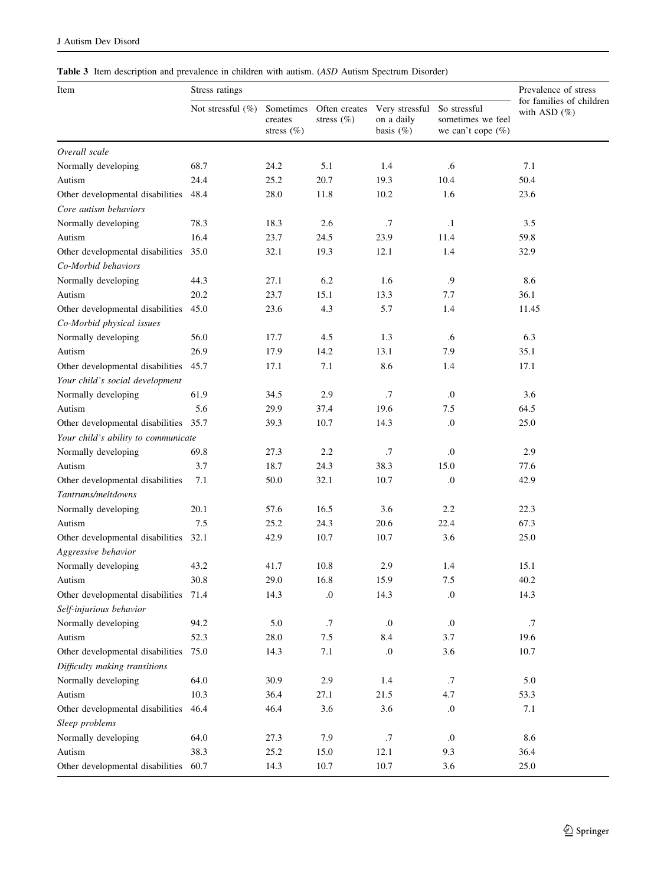**Table 3** Item description and prevalence in children with autism. (*ASD* Autism Spectrum Disorder)

| Item | Stress ratings | | | | | Prevalence of stress for families of children with ASD (%) |
|---|---|---|---|---|---|---|
| | Not stressful (%) | Sometimes creates stress (%) | Often creates stress (%) | Very stressful on a daily basis (%) | So stressful sometimes we feel we can't cope (%) | |
| *Overall scale* | | | | | | |
| Normally developing | 68.7 | 24.2 | 5.1 | 1.4 | .6 | 7.1 |
| Autism | 24.4 | 25.2 | 20.7 | 19.3 | 10.4 | 50.4 |
| Other developmental disabilities | 48.4 | 28.0 | 11.8 | 10.2 | 1.6 | 23.6 |
| *Core autism behaviors* | | | | | | |
| Normally developing | 78.3 | 18.3 | 2.6 | .7 | .1 | 3.5 |
| Autism | 16.4 | 23.7 | 24.5 | 23.9 | 11.4 | 59.8 |
| Other developmental disabilities | 35.0 | 32.1 | 19.3 | 12.1 | 1.4 | 32.9 |
| *Co-Morbid behaviors* | | | | | | |
| Normally developing | 44.3 | 27.1 | 6.2 | 1.6 | .9 | 8.6 |
| Autism | 20.2 | 23.7 | 15.1 | 13.3 | 7.7 | 36.1 |
| Other developmental disabilities | 45.0 | 23.6 | 4.3 | 5.7 | 1.4 | 11.45 |
| *Co-Morbid physical issues* | | | | | | |
| Normally developing | 56.0 | 17.7 | 4.5 | 1.3 | .6 | 6.3 |
| Autism | 26.9 | 17.9 | 14.2 | 13.1 | 7.9 | 35.1 |
| Other developmental disabilities | 45.7 | 17.1 | 7.1 | 8.6 | 1.4 | 17.1 |
| *Your child's social development* | | | | | | |
| Normally developing | 61.9 | 34.5 | 2.9 | .7 | .0 | 3.6 |
| Autism | 5.6 | 29.9 | 37.4 | 19.6 | 7.5 | 64.5 |
| Other developmental disabilities | 35.7 | 39.3 | 10.7 | 14.3 | .0 | 25.0 |
| *Your child's ability to communicate* | | | | | | |
| Normally developing | 69.8 | 27.3 | 2.2 | .7 | .0 | 2.9 |
| Autism | 3.7 | 18.7 | 24.3 | 38.3 | 15.0 | 77.6 |
| Other developmental disabilities | 7.1 | 50.0 | 32.1 | 10.7 | .0 | 42.9 |
| *Tantrums/meltdowns* | | | | | | |
| Normally developing | 20.1 | 57.6 | 16.5 | 3.6 | 2.2 | 22.3 |
| Autism | 7.5 | 25.2 | 24.3 | 20.6 | 22.4 | 67.3 |
| Other developmental disabilities | 32.1 | 42.9 | 10.7 | 10.7 | 3.6 | 25.0 |
| *Aggressive behavior* | | | | | | |
| Normally developing | 43.2 | 41.7 | 10.8 | 2.9 | 1.4 | 15.1 |
| Autism | 30.8 | 29.0 | 16.8 | 15.9 | 7.5 | 40.2 |
| Other developmental disabilities | 71.4 | 14.3 | .0 | 14.3 | .0 | 14.3 |
| *Self-injurious behavior* | | | | | | |
| Normally developing | 94.2 | 5.0 | .7 | .0 | .0 | .7 |
| Autism | 52.3 | 28.0 | 7.5 | 8.4 | 3.7 | 19.6 |
| Other developmental disabilities | 75.0 | 14.3 | 7.1 | .0 | 3.6 | 10.7 |
| *Difficulty making transitions* | | | | | | |
| Normally developing | 64.0 | 30.9 | 2.9 | 1.4 | .7 | 5.0 |
| Autism | 10.3 | 36.4 | 27.1 | 21.5 | 4.7 | 53.3 |
| Other developmental disabilities | 46.4 | 46.4 | 3.6 | 3.6 | .0 | 7.1 |
| *Sleep problems* | | | | | | |
| Normally developing | 64.0 | 27.3 | 7.9 | .7 | .0 | 8.6 |
| Autism | 38.3 | 25.2 | 15.0 | 12.1 | 9.3 | 36.4 |
| Other developmental disabilities | 60.7 | 14.3 | 10.7 | 10.7 | 3.6 | 25.0 |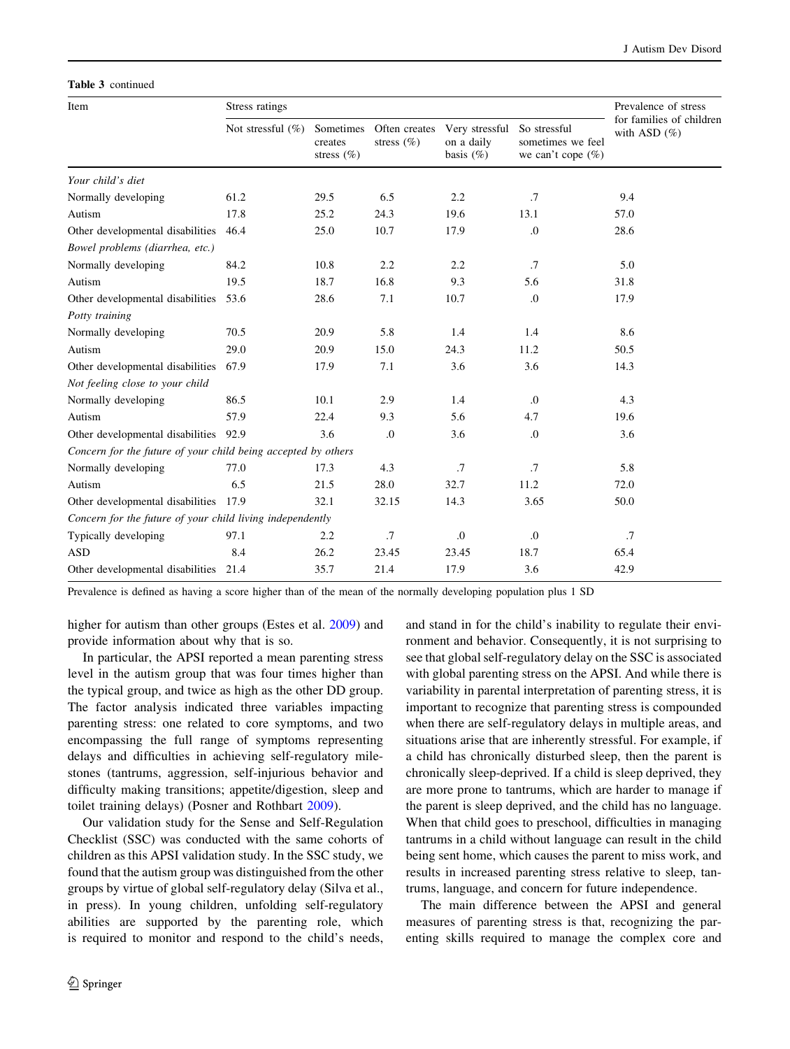**Table 3** continued

| Item | Stress ratings | | | | | Prevalence of stress for families of children with ASD (%) |
|---|---|---|---|---|---|---|
| | Not stressful (%) | Sometimes creates stress (%) | Often creates stress (%) | Very stressful on a daily basis (%) | So stressful sometimes we feel we can't cope (%) | |
| *Your child's diet* | | | | | | |
| Normally developing | 61.2 | 29.5 | 6.5 | 2.2 | .7 | 9.4 |
| Autism | 17.8 | 25.2 | 24.3 | 19.6 | 13.1 | 57.0 |
| Other developmental disabilities | 46.4 | 25.0 | 10.7 | 17.9 | .0 | 28.6 |
| *Bowel problems (diarrhea, etc.)* | | | | | | |
| Normally developing | 84.2 | 10.8 | 2.2 | 2.2 | .7 | 5.0 |
| Autism | 19.5 | 18.7 | 16.8 | 9.3 | 5.6 | 31.8 |
| Other developmental disabilities | 53.6 | 28.6 | 7.1 | 10.7 | .0 | 17.9 |
| *Potty training* | | | | | | |
| Normally developing | 70.5 | 20.9 | 5.8 | 1.4 | 1.4 | 8.6 |
| Autism | 29.0 | 20.9 | 15.0 | 24.3 | 11.2 | 50.5 |
| Other developmental disabilities | 67.9 | 17.9 | 7.1 | 3.6 | 3.6 | 14.3 |
| *Not feeling close to your child* | | | | | | |
| Normally developing | 86.5 | 10.1 | 2.9 | 1.4 | .0 | 4.3 |
| Autism | 57.9 | 22.4 | 9.3 | 5.6 | 4.7 | 19.6 |
| Other developmental disabilities | 92.9 | 3.6 | .0 | 3.6 | .0 | 3.6 |
| *Concern for the future of your child being accepted by others* | | | | | | |
| Normally developing | 77.0 | 17.3 | 4.3 | .7 | .7 | 5.8 |
| Autism | 6.5 | 21.5 | 28.0 | 32.7 | 11.2 | 72.0 |
| Other developmental disabilities | 17.9 | 32.1 | 32.15 | 14.3 | 3.65 | 50.0 |
| *Concern for the future of your child living independently* | | | | | | |
| Typically developing | 97.1 | 2.2 | .7 | .0 | .0 | .7 |
| ASD | 8.4 | 26.2 | 23.45 | 23.45 | 18.7 | 65.4 |
| Other developmental disabilities | 21.4 | 35.7 | 21.4 | 17.9 | 3.6 | 42.9 |

Prevalence is defined as having a score higher than of the mean of the normally developing population plus 1 SD

higher for autism than other groups (Estes et al. 2009) and provide information about why that is so.

In particular, the APSI reported a mean parenting stress level in the autism group that was four times higher than the typical group, and twice as high as the other DD group. The factor analysis indicated three variables impacting parenting stress: one related to core symptoms, and two encompassing the full range of symptoms representing delays and difficulties in achieving self-regulatory milestones (tantrums, aggression, self-injurious behavior and difficulty making transitions; appetite/digestion, sleep and toilet training delays) (Posner and Rothbart 2009).

Our validation study for the Sense and Self-Regulation Checklist (SSC) was conducted with the same cohorts of children as this APSI validation study. In the SSC study, we found that the autism group was distinguished from the other groups by virtue of global self-regulatory delay (Silva et al., in press). In young children, unfolding self-regulatory abilities are supported by the parenting role, which is required to monitor and respond to the child's needs, and stand in for the child's inability to regulate their environment and behavior. Consequently, it is not surprising to see that global self-regulatory delay on the SSC is associated with global parenting stress on the APSI. And while there is variability in parental interpretation of parenting stress, it is important to recognize that parenting stress is compounded when there are self-regulatory delays in multiple areas, and situations arise that are inherently stressful. For example, if a child has chronically disturbed sleep, then the parent is chronically sleep-deprived. If a child is sleep deprived, they are more prone to tantrums, which are harder to manage if the parent is sleep deprived, and the child has no language. When that child goes to preschool, difficulties in managing tantrums in a child without language can result in the child being sent home, which causes the parent to miss work, and results in increased parenting stress relative to sleep, tantrums, language, and concern for future independence.

The main difference between the APSI and general measures of parenting stress is that, recognizing the parenting skills required to manage the complex core and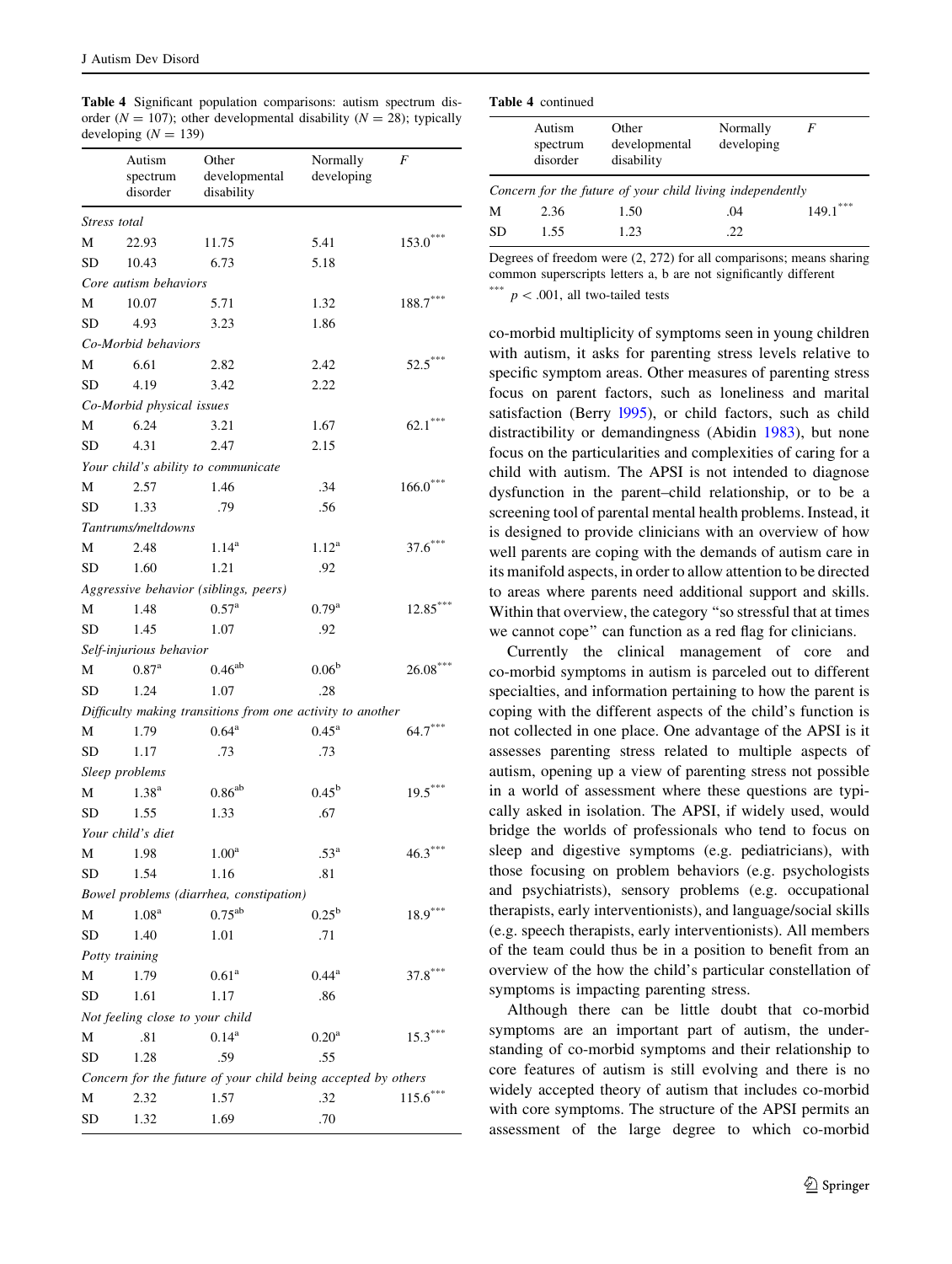**Table 4** Significant population comparisons: autism spectrum disorder ($N = 107$); other developmental disability ($N = 28$); typically developing ($N = 139$)

| | Autism spectrum disorder | Other developmental disability | Normally developing | $F$ |
|---|---|---|---|---|
| *Stress total* | | | | |
| M | 22.93 | 11.75 | 5.41 | 153.0*** |
| SD | 10.43 | 6.73 | 5.18 | |
| *Core autism behaviors* | | | | |
| M | 10.07 | 5.71 | 1.32 | 188.7*** |
| SD | 4.93 | 3.23 | 1.86 | |
| *Co-Morbid behaviors* | | | | |
| M | 6.61 | 2.82 | 2.42 | 52.5*** |
| SD | 4.19 | 3.42 | 2.22 | |
| *Co-Morbid physical issues* | | | | |
| M | 6.24 | 3.21 | 1.67 | 62.1*** |
| SD | 4.31 | 2.47 | 2.15 | |
| *Your child's ability to communicate* | | | | |
| M | 2.57 | 1.46 | .34 | 166.0*** |
| SD | 1.33 | .79 | .56 | |
| *Tantrums/meltdowns* | | | | |
| M | 2.48 | 1.14[a] | 1.12[a] | 37.6*** |
| SD | 1.60 | 1.21 | .92 | |
| *Aggressive behavior (siblings, peers)* | | | | |
| M | 1.48 | 0.57[a] | 0.79[a] | 12.85*** |
| SD | 1.45 | 1.07 | .92 | |
| *Self-injurious behavior* | | | | |
| M | 0.87[a] | 0.46[ab] | 0.06[b] | 26.08*** |
| SD | 1.24 | 1.07 | .28 | |
| *Difficulty making transitions from one activity to another* | | | | |
| M | 1.79 | 0.64[a] | 0.45[a] | 64.7*** |
| SD | 1.17 | .73 | .73 | |
| *Sleep problems* | | | | |
| M | 1.38[a] | 0.86[ab] | 0.45[b] | 19.5*** |
| SD | 1.55 | 1.33 | .67 | |
| *Your child's diet* | | | | |
| M | 1.98 | 1.00[a] | .53[a] | 46.3*** |
| SD | 1.54 | 1.16 | .81 | |
| *Bowel problems (diarrhea, constipation)* | | | | |
| M | 1.08[a] | 0.75[ab] | 0.25[b] | 18.9*** |
| SD | 1.40 | 1.01 | .71 | |
| *Potty training* | | | | |
| M | 1.79 | 0.61[a] | 0.44[a] | 37.8*** |
| SD | 1.61 | 1.17 | .86 | |
| *Not feeling close to your child* | | | | |
| M | .81 | 0.14[a] | 0.20[a] | 15.3*** |
| SD | 1.28 | .59 | .55 | |
| *Concern for the future of your child being accepted by others* | | | | |
| M | 2.32 | 1.57 | .32 | 115.6*** |
| SD | 1.32 | 1.69 | .70 | |
| *Concern for the future of your child living independently* | | | | |
| M | 2.36 | 1.50 | .04 | 149.1*** |
| SD | 1.55 | 1.23 | .22 | |

Degrees of freedom were (2, 272) for all comparisons; means sharing common superscripts letters a, b are not significantly different

*** $p < .001$, all two-tailed tests

co-morbid multiplicity of symptoms seen in young children with autism, it asks for parenting stress levels relative to specific symptom areas. Other measures of parenting stress focus on parent factors, such as loneliness and marital satisfaction (Berry 1995), or child factors, such as child distractibility or demandingness (Abidin 1983), but none focus on the particularities and complexities of caring for a child with autism. The APSI is not intended to diagnose dysfunction in the parent–child relationship, or to be a screening tool of parental mental health problems. Instead, it is designed to provide clinicians with an overview of how well parents are coping with the demands of autism care in its manifold aspects, in order to allow attention to be directed to areas where parents need additional support and skills. Within that overview, the category "so stressful that at times we cannot cope" can function as a red flag for clinicians.

Currently the clinical management of core and co-morbid symptoms in autism is parceled out to different specialties, and information pertaining to how the parent is coping with the different aspects of the child's function is not collected in one place. One advantage of the APSI is it assesses parenting stress related to multiple aspects of autism, opening up a view of parenting stress not possible in a world of assessment where these questions are typically asked in isolation. The APSI, if widely used, would bridge the worlds of professionals who tend to focus on sleep and digestive symptoms (e.g. pediatricians), with those focusing on problem behaviors (e.g. psychologists and psychiatrists), sensory problems (e.g. occupational therapists, early interventionists), and language/social skills (e.g. speech therapists, early interventionists). All members of the team could thus be in a position to benefit from an overview of the how the child's particular constellation of symptoms is impacting parenting stress.

Although there can be little doubt that co-morbid symptoms are an important part of autism, the understanding of co-morbid symptoms and their relationship to core features of autism is still evolving and there is no widely accepted theory of autism that includes co-morbid with core symptoms. The structure of the APSI permits an assessment of the large degree to which co-morbid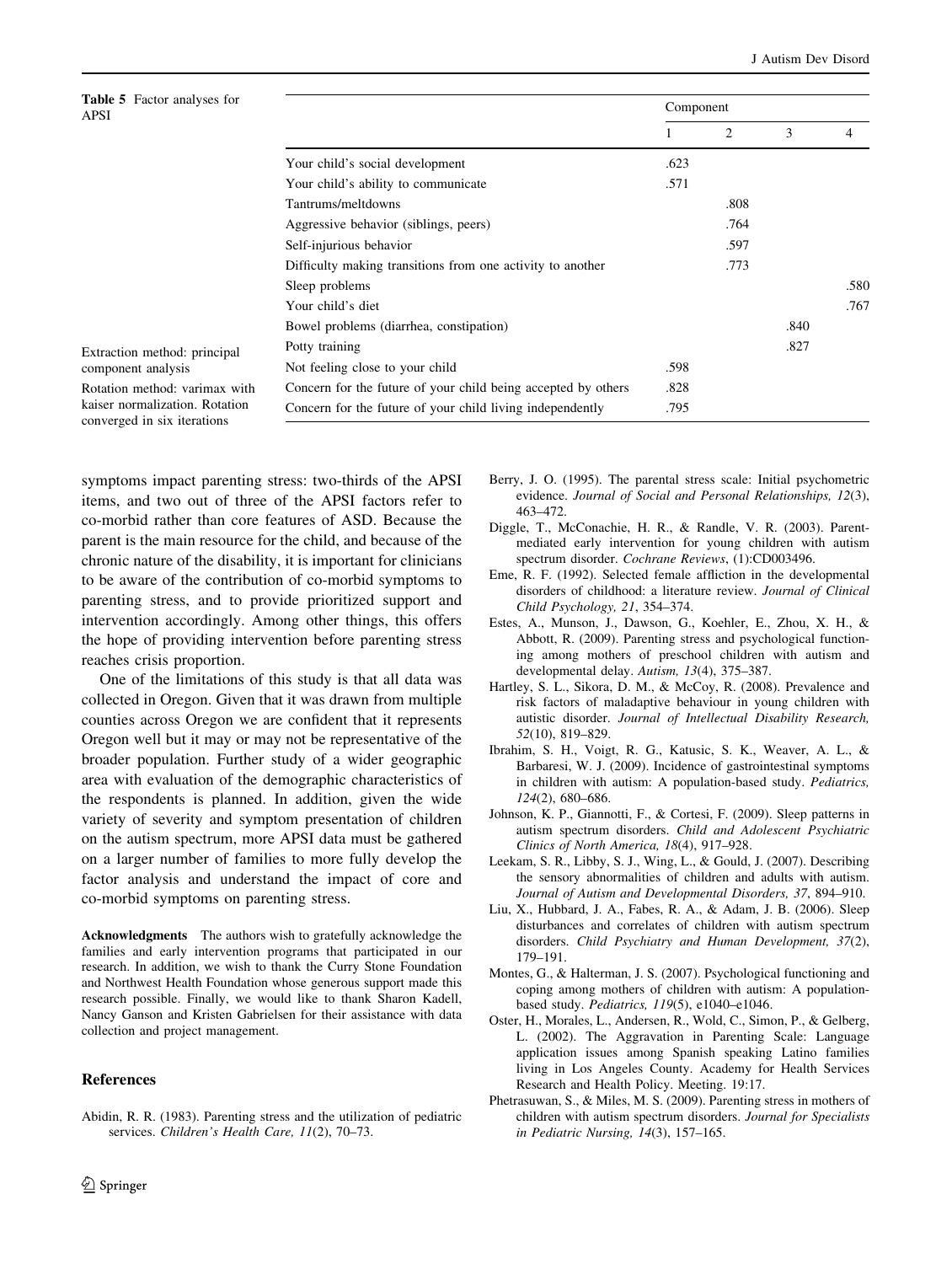**Table 5** Factor analyses for APSI

| | Component | | | |
|---|---|---|---|---|
| | 1 | 2 | 3 | 4 |
| Your child's social development | .623 | | | |
| Your child's ability to communicate | .571 | | | |
| Tantrums/meltdowns | | .808 | | |
| Aggressive behavior (siblings, peers) | | .764 | | |
| Self-injurious behavior | | .597 | | |
| Difficulty making transitions from one activity to another | | .773 | | |
| Sleep problems | | | | .580 |
| Your child's diet | | | | .767 |
| Bowel problems (diarrhea, constipation) | | | .840 | |
| Potty training | | | .827 | |
| Not feeling close to your child | .598 | | | |
| Concern for the future of your child being accepted by others | .828 | | | |
| Concern for the future of your child living independently | .795 | | | |

Extraction method: principal component analysis

Rotation method: varimax with kaiser normalization. Rotation converged in six iterations

symptoms impact parenting stress: two-thirds of the APSI items, and two out of three of the APSI factors refer to co-morbid rather than core features of ASD. Because the parent is the main resource for the child, and because of the chronic nature of the disability, it is important for clinicians to be aware of the contribution of co-morbid symptoms to parenting stress, and to provide prioritized support and intervention accordingly. Among other things, this offers the hope of providing intervention before parenting stress reaches crisis proportion.

One of the limitations of this study is that all data was collected in Oregon. Given that it was drawn from multiple counties across Oregon we are confident that it represents Oregon well but it may or may not be representative of the broader population. Further study of a wider geographic area with evaluation of the demographic characteristics of the respondents is planned. In addition, given the wide variety of severity and symptom presentation of children on the autism spectrum, more APSI data must be gathered on a larger number of families to more fully develop the factor analysis and understand the impact of core and co-morbid symptoms on parenting stress.

**Acknowledgments** The authors wish to gratefully acknowledge the families and early intervention programs that participated in our research. In addition, we wish to thank the Curry Stone Foundation and Northwest Health Foundation whose generous support made this research possible. Finally, we would like to thank Sharon Kadell, Nancy Ganson and Kristen Gabrielsen for their assistance with data collection and project management.

## References

Abidin, R. R. (1983). Parenting stress and the utilization of pediatric services. *Children's Health Care, 11*(2), 70–73.

Berry, J. O. (1995). The parental stress scale: Initial psychometric evidence. *Journal of Social and Personal Relationships, 12*(3), 463–472.

Diggle, T., McConachie, H. R., & Randle, V. R. (2003). Parent-mediated early intervention for young children with autism spectrum disorder. *Cochrane Reviews*, (1):CD003496.

Eme, R. F. (1992). Selected female affliction in the developmental disorders of childhood: a literature review. *Journal of Clinical Child Psychology, 21*, 354–374.

Estes, A., Munson, J., Dawson, G., Koehler, E., Zhou, X. H., & Abbott, R. (2009). Parenting stress and psychological functioning among mothers of preschool children with autism and developmental delay. *Autism, 13*(4), 375–387.

Hartley, S. L., Sikora, D. M., & McCoy, R. (2008). Prevalence and risk factors of maladaptive behaviour in young children with autistic disorder. *Journal of Intellectual Disability Research, 52*(10), 819–829.

Ibrahim, S. H., Voigt, R. G., Katusic, S. K., Weaver, A. L., & Barbaresi, W. J. (2009). Incidence of gastrointestinal symptoms in children with autism: A population-based study. *Pediatrics, 124*(2), 680–686.

Johnson, K. P., Giannotti, F., & Cortesi, F. (2009). Sleep patterns in autism spectrum disorders. *Child and Adolescent Psychiatric Clinics of North America, 18*(4), 917–928.

Leekam, S. R., Libby, S. J., Wing, L., & Gould, J. (2007). Describing the sensory abnormalities of children and adults with autism. *Journal of Autism and Developmental Disorders, 37*, 894–910.

Liu, X., Hubbard, J. A., Fabes, R. A., & Adam, J. B. (2006). Sleep disturbances and correlates of children with autism spectrum disorders. *Child Psychiatry and Human Development, 37*(2), 179–191.

Montes, G., & Halterman, J. S. (2007). Psychological functioning and coping among mothers of children with autism: A population-based study. *Pediatrics, 119*(5), e1040–e1046.

Oster, H., Morales, L., Andersen, R., Wold, C., Simon, P., & Gelberg, L. (2002). The Aggravation in Parenting Scale: Language application issues among Spanish speaking Latino families living in Los Angeles County. Academy for Health Services Research and Health Policy. Meeting. 19:17.

Phetrasuwan, S., & Miles, M. S. (2009). Parenting stress in mothers of children with autism spectrum disorders. *Journal for Specialists in Pediatric Nursing, 14*(3), 157–165.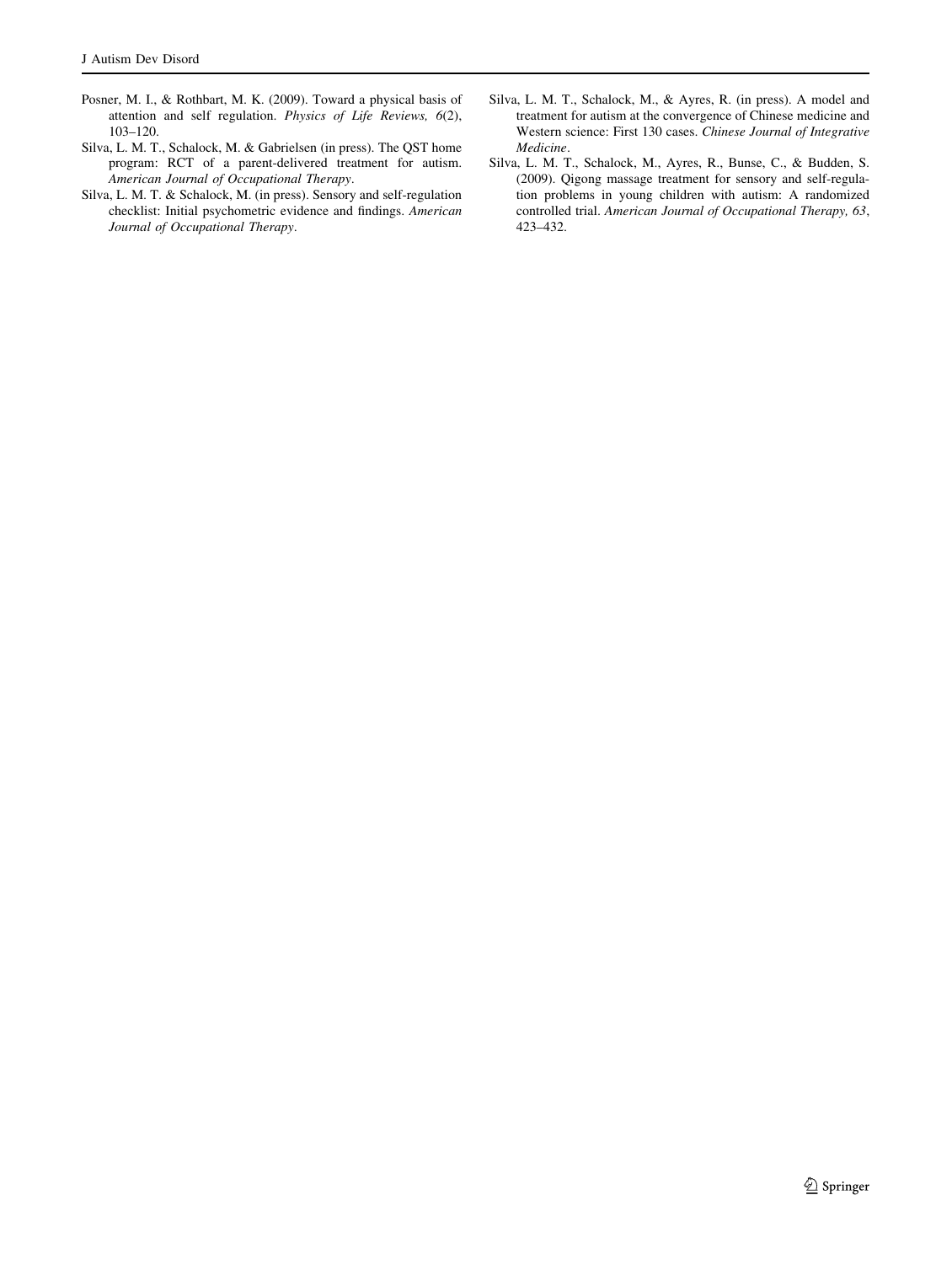Posner, M. I., & Rothbart, M. K. (2009). Toward a physical basis of attention and self regulation. *Physics of Life Reviews, 6*(2), 103–120.

Silva, L. M. T., Schalock, M. & Gabrielsen (in press). The QST home program: RCT of a parent-delivered treatment for autism. *American Journal of Occupational Therapy*.

Silva, L. M. T. & Schalock, M. (in press). Sensory and self-regulation checklist: Initial psychometric evidence and findings. *American Journal of Occupational Therapy*.

Silva, L. M. T., Schalock, M., & Ayres, R. (in press). A model and treatment for autism at the convergence of Chinese medicine and Western science: First 130 cases. *Chinese Journal of Integrative Medicine*.

Silva, L. M. T., Schalock, M., Ayres, R., Bunse, C., & Budden, S. (2009). Qigong massage treatment for sensory and self-regulation problems in young children with autism: A randomized controlled trial. *American Journal of Occupational Therapy, 63*, 423–432.